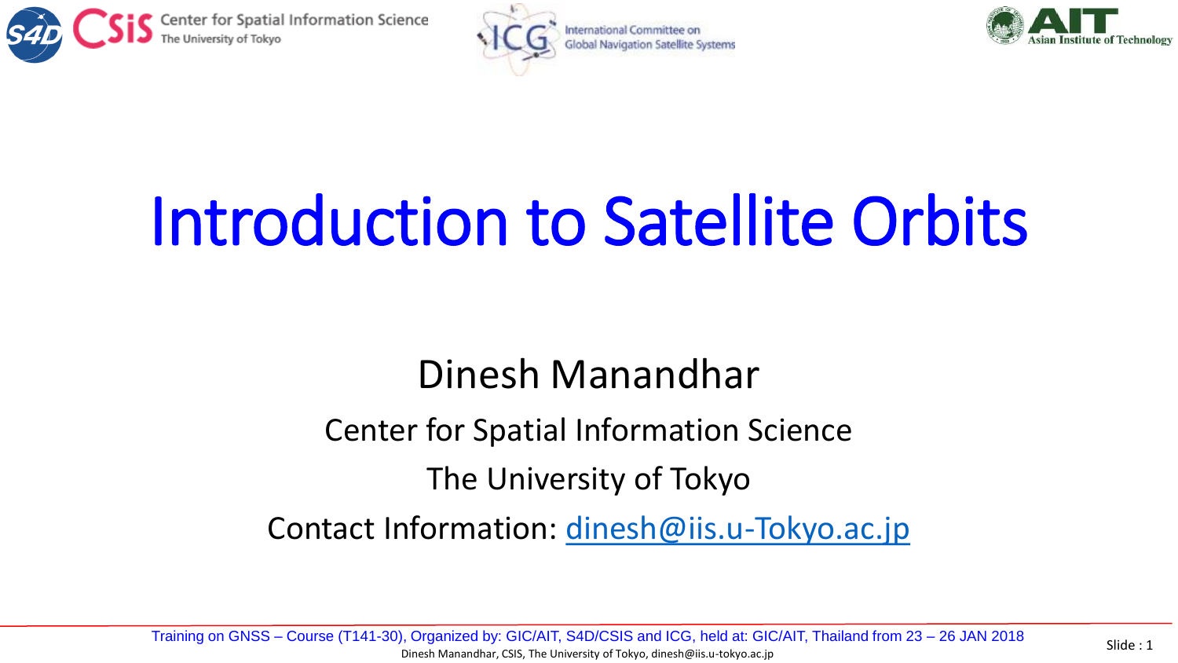# Introduction to Satellite Orbits

Dinesh Manandhar

Center for Spatial Information Science

The University of Tokyo

Contact Information: [dinesh@iis.u-Tokyo.ac.jp](mailto:dinesh@iis.u-Tokyo.ac.jp)

Training on GNSS – Course (T141-30), Organized by: GIC/AIT, S4D/CSIS and ICG, held at: GIC/AIT, Thailand from 23 – 26 JAN 2018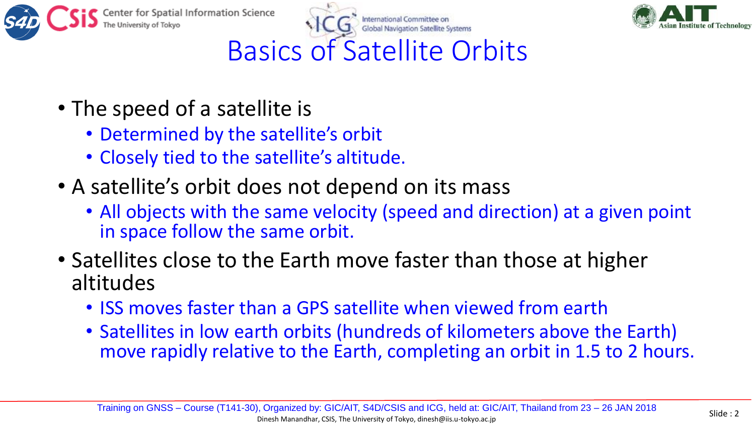# Basics of Satellite Orbits

- The speed of a satellite is
  - Determined by the satellite's orbit
  - Closely tied to the satellite's altitude.
- A satellite's orbit does not depend on its mass
  - All objects with the same velocity (speed and direction) at a given point in space follow the same orbit.
- Satellites close to the Earth move faster than those at higher altitudes
  - ISS moves faster than a GPS satellite when viewed from earth
  - Satellites in low earth orbits (hundreds of kilometers above the Earth) move rapidly relative to the Earth, completing an orbit in 1.5 to 2 hours.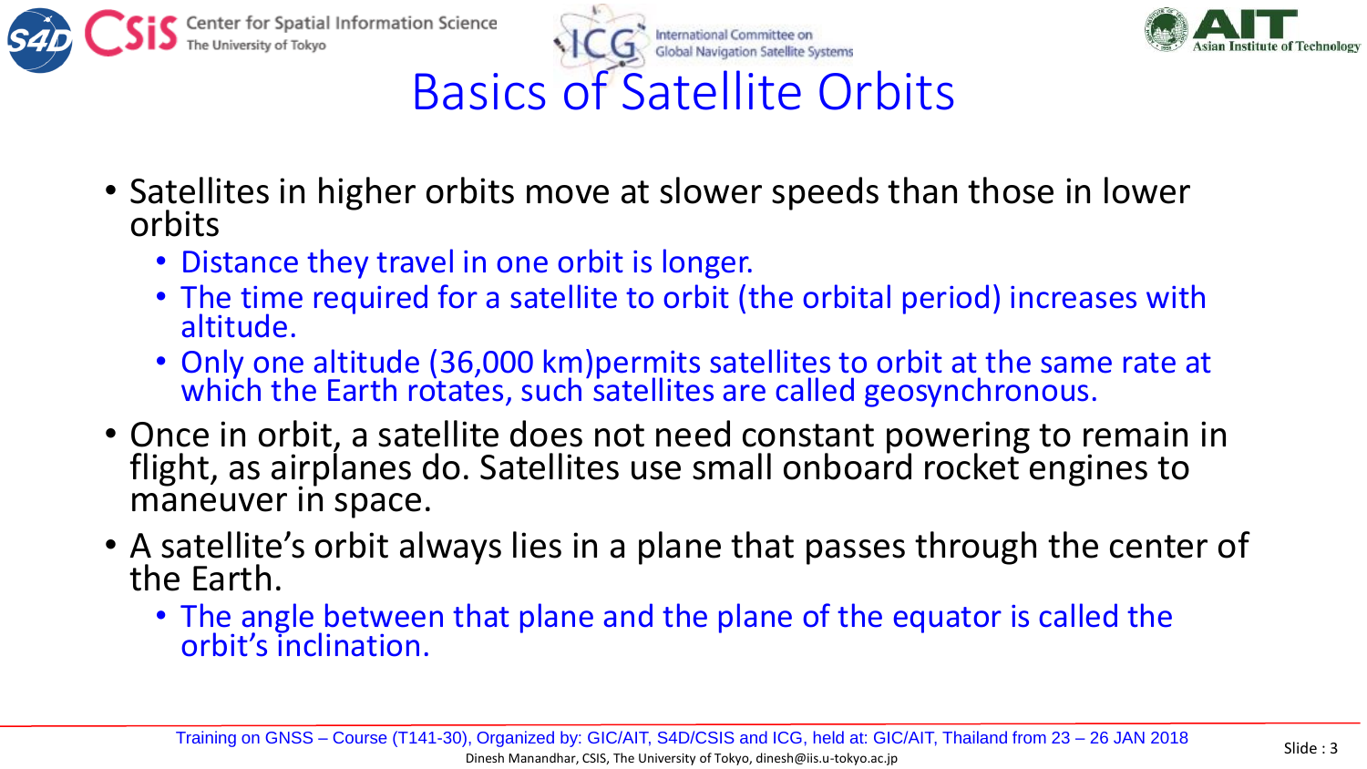# Basics of Satellite Orbits

- Satellites in higher orbits move at slower speeds than those in lower orbits
  - Distance they travel in one orbit is longer.
  - The time required for a satellite to orbit (the orbital period) increases with altitude.
  - Only one altitude (36,000 km)permits satellites to orbit at the same rate at which the Earth rotates, such satellites are called geosynchronous.
- Once in orbit, a satellite does not need constant powering to remain in flight, as airplanes do. Satellites use small onboard rocket engines to maneuver in space.
- A satellite's orbit always lies in a plane that passes through the center of the Earth.
  - The angle between that plane and the plane of the equator is called the orbit's inclination.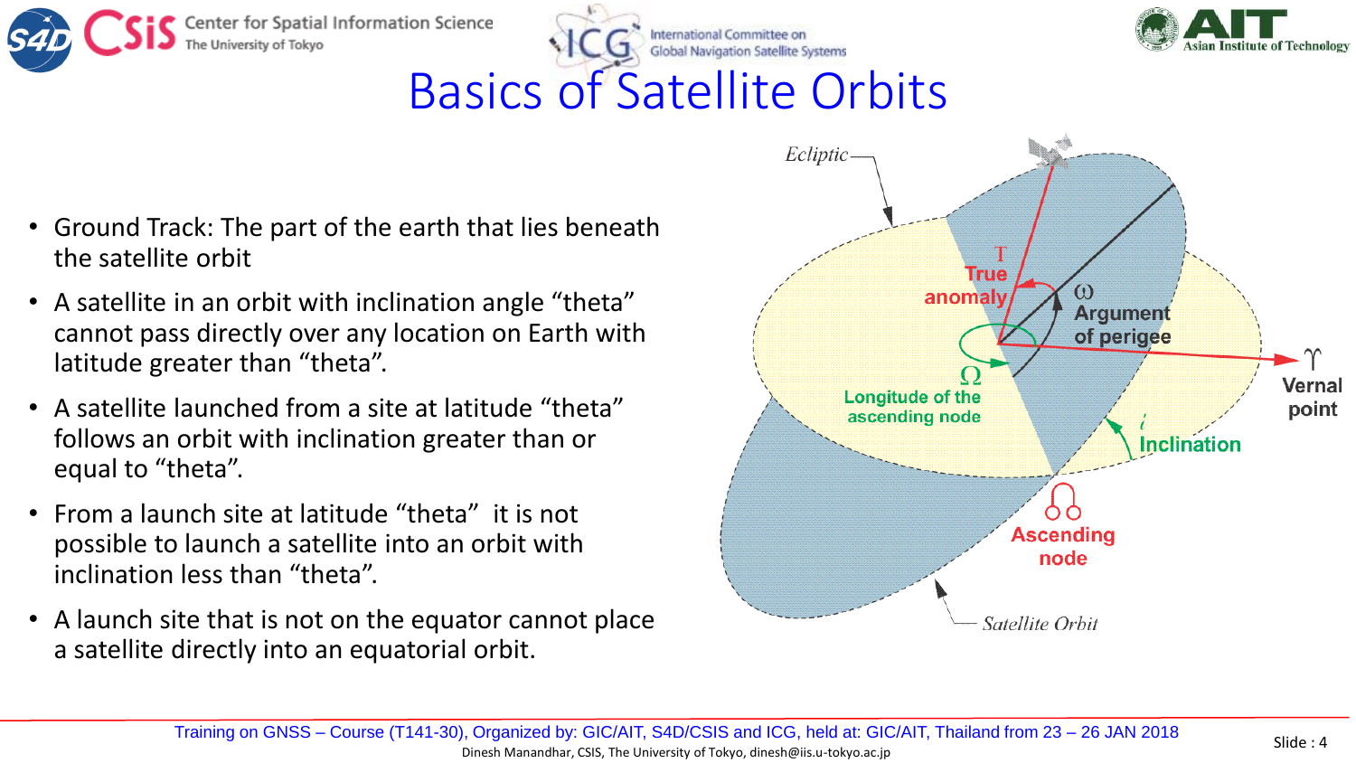# Basics of Satellite Orbits

- Ground Track: The part of the earth that lies beneath the satellite orbit
- A satellite in an orbit with inclination angle “theta” cannot pass directly over any location on Earth with latitude greater than “theta”.
- A satellite launched from a site at latitude “theta” follows an orbit with inclination greater than or equal to “theta”.
- From a launch site at latitude “theta” it is not possible to launch a satellite into an orbit with inclination less than “theta”.
- A launch site that is not on the equator cannot place a satellite directly into an equatorial orbit.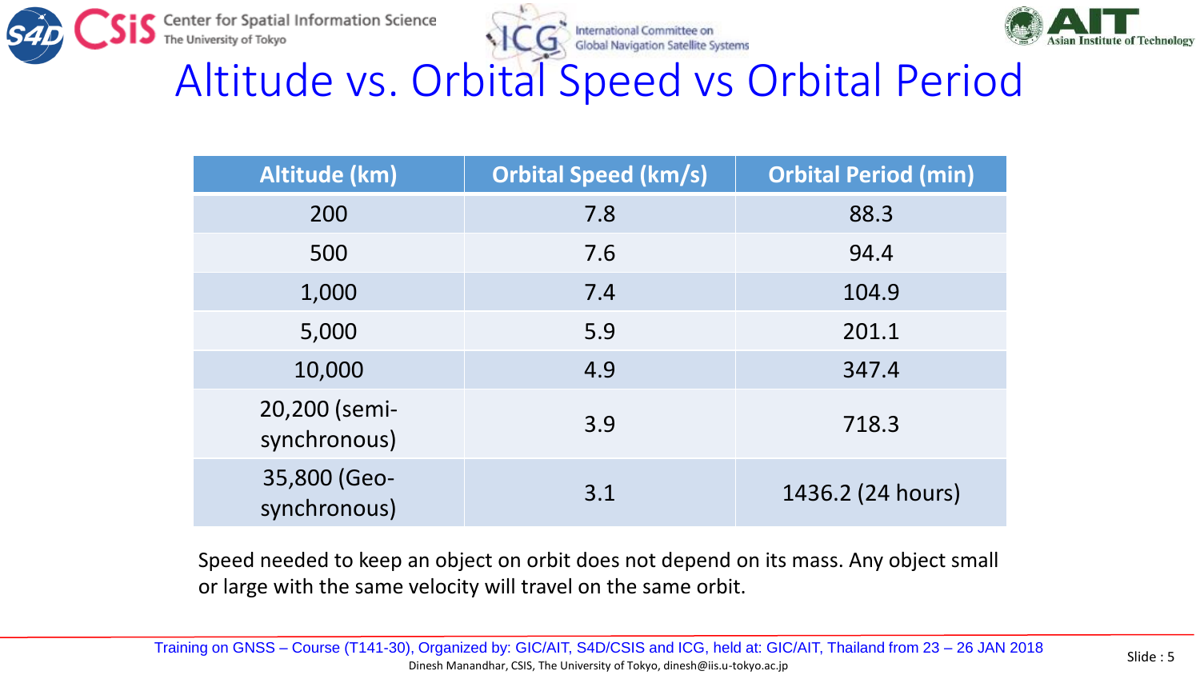# Altitude vs. Orbital Speed vs Orbital Period

| Altitude (km) | Orbital Speed (km/s) | Orbital Period (min) |
|---|---|---|
| 200 | 7.8 | 88.3 |
| 500 | 7.6 | 94.4 |
| 1,000 | 7.4 | 104.9 |
| 5,000 | 5.9 | 201.1 |
| 10,000 | 4.9 | 347.4 |
| 20,200 (semi-synchronous) | 3.9 | 718.3 |
| 35,800 (Geo-synchronous) | 3.1 | 1436.2 (24 hours) |

Speed needed to keep an object on orbit does not depend on its mass. Any object small or large with the same velocity will travel on the same orbit.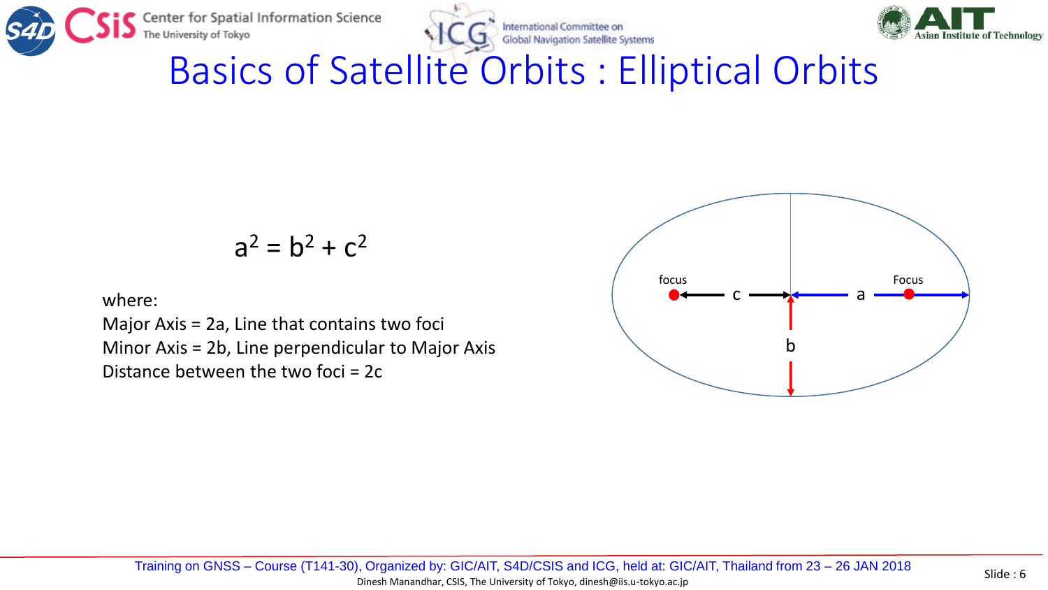# Basics of Satellite Orbits : Elliptical Orbits

$$a^2 = b^2 + c^2$$

where:

Major Axis = 2a, Line that contains two foci

Minor Axis = 2b, Line perpendicular to Major Axis

Distance between the two foci = 2c

focus

c

a

Focus

b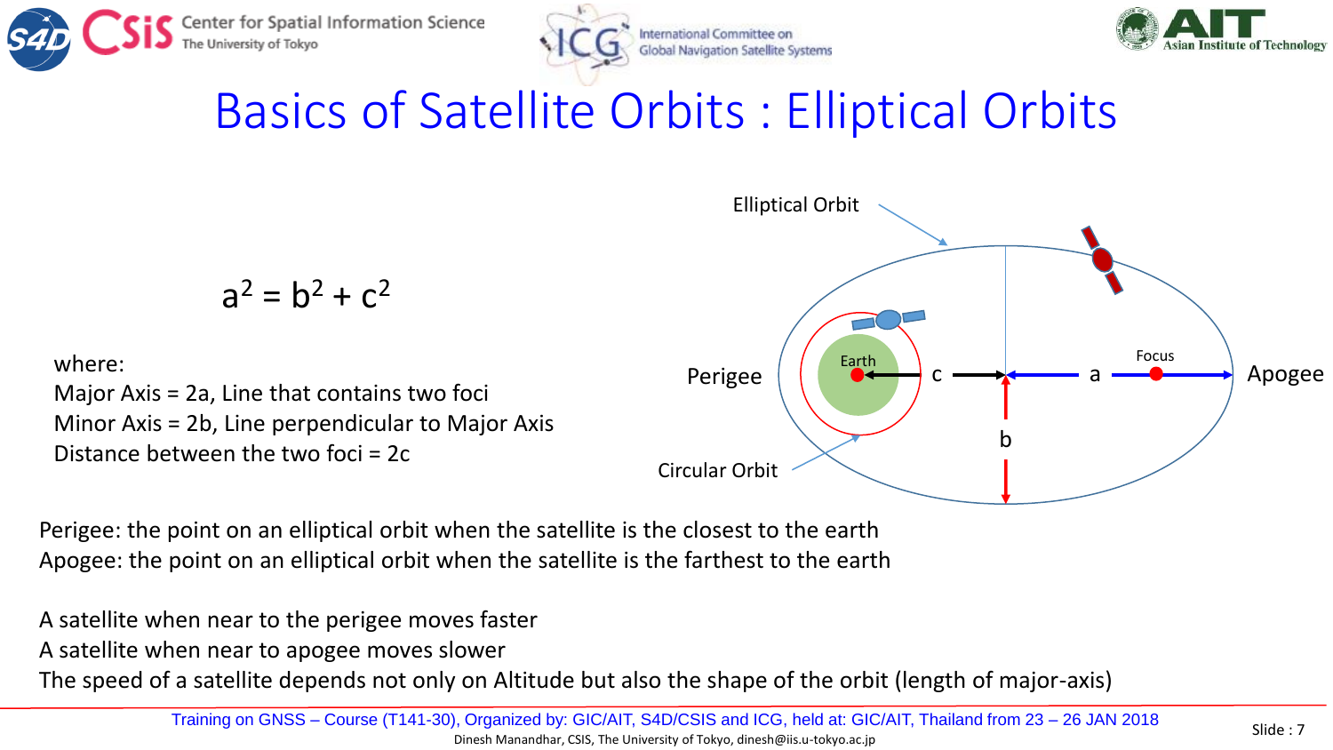# Basics of Satellite Orbits : Elliptical Orbits

$$a^2 = b^2 + c^2$$

where:
Major Axis = 2a, Line that contains two foci
Minor Axis = 2b, Line perpendicular to Major Axis
Distance between the two foci = 2c

Elliptical Orbit

Perigee

Earth

c

a

Focus

Apogee

b

Circular Orbit

Perigee: the point on an elliptical orbit when the satellite is the closest to the earth
Apogee: the point on an elliptical orbit when the satellite is the farthest to the earth

A satellite when near to the perigee moves faster
A satellite when near to apogee moves slower
The speed of a satellite depends not only on Altitude but also the shape of the orbit (length of major-axis)